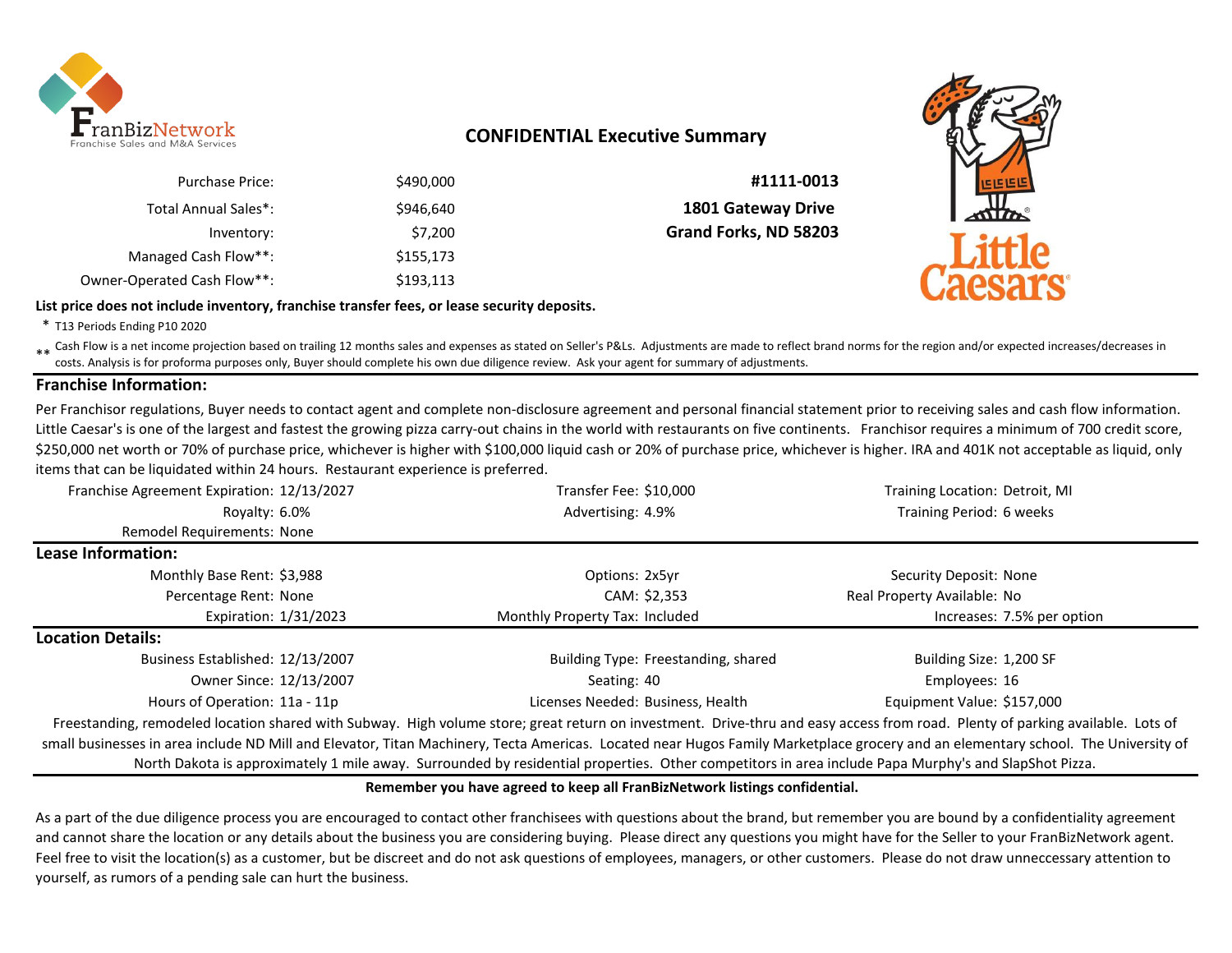FranBizNetwork
Franchise Sales and M&A Services

# CONFIDENTIAL Executive Summary

| | | |
|---|---|---|
| Purchase Price: | $490,000 | **#1111-0013** |
| Total Annual Sales*: | $946,640 | **1801 Gateway Drive** |
| Inventory: | $7,200 | **Grand Forks, ND 58203** |
| Managed Cash Flow**: | $155,173 | |
| Owner-Operated Cash Flow**: | $193,113 | |

**List price does not include inventory, franchise transfer fees, or lease security deposits.**

\* T13 Periods Ending P10 2020

\*\* Cash Flow is a net income projection based on trailing 12 months sales and expenses as stated on Seller's P&Ls. Adjustments are made to reflect brand norms for the region and/or expected increases/decreases in costs. Analysis is for proforma purposes only, Buyer should complete his own due diligence review. Ask your agent for summary of adjustments.

## Franchise Information:

Per Franchisor regulations, Buyer needs to contact agent and complete non-disclosure agreement and personal financial statement prior to receiving sales and cash flow information. Little Caesar's is one of the largest and fastest the growing pizza carry-out chains in the world with restaurants on five continents. Franchisor requires a minimum of 700 credit score, $250,000 net worth or 70% of purchase price, whichever is higher with $100,000 liquid cash or 20% of purchase price, whichever is higher. IRA and 401K not acceptable as liquid, only items that can be liquidated within 24 hours. Restaurant experience is preferred.

| | | |
|---|---|---|
| Franchise Agreement Expiration: 12/13/2027 | Transfer Fee: $10,000 | Training Location: Detroit, MI |
| Royalty: 6.0% | Advertising: 4.9% | Training Period: 6 weeks |
| Remodel Requirements: None | | |

## Lease Information:

| | | |
|---|---|---|
| Monthly Base Rent: $3,988 | Options: 2x5yr | Security Deposit: None |
| Percentage Rent: None | CAM: $2,353 | Real Property Available: No |
| Expiration: 1/31/2023 | Monthly Property Tax: Included | Increases: 7.5% per option |

## Location Details:

| | | |
|---|---|---|
| Business Established: 12/13/2007 | Building Type: Freestanding, shared | Building Size: 1,200 SF |
| Owner Since: 12/13/2007 | Seating: 40 | Employees: 16 |
| Hours of Operation: 11a - 11p | Licenses Needed: Business, Health | Equipment Value: $157,000 |

Freestanding, remodeled location shared with Subway. High volume store; great return on investment. Drive-thru and easy access from road. Plenty of parking available. Lots of small businesses in area include ND Mill and Elevator, Titan Machinery, Tecta Americas. Located near Hugos Family Marketplace grocery and an elementary school. The University of North Dakota is approximately 1 mile away. Surrounded by residential properties. Other competitors in area include Papa Murphy's and SlapShot Pizza.

**Remember you have agreed to keep all FranBizNetwork listings confidential.**

As a part of the due diligence process you are encouraged to contact other franchisees with questions about the brand, but remember you are bound by a confidentiality agreement and cannot share the location or any details about the business you are considering buying. Please direct any questions you might have for the Seller to your FranBizNetwork agent. Feel free to visit the location(s) as a customer, but be discreet and do not ask questions of employees, managers, or other customers. Please do not draw unneccessary attention to yourself, as rumors of a pending sale can hurt the business.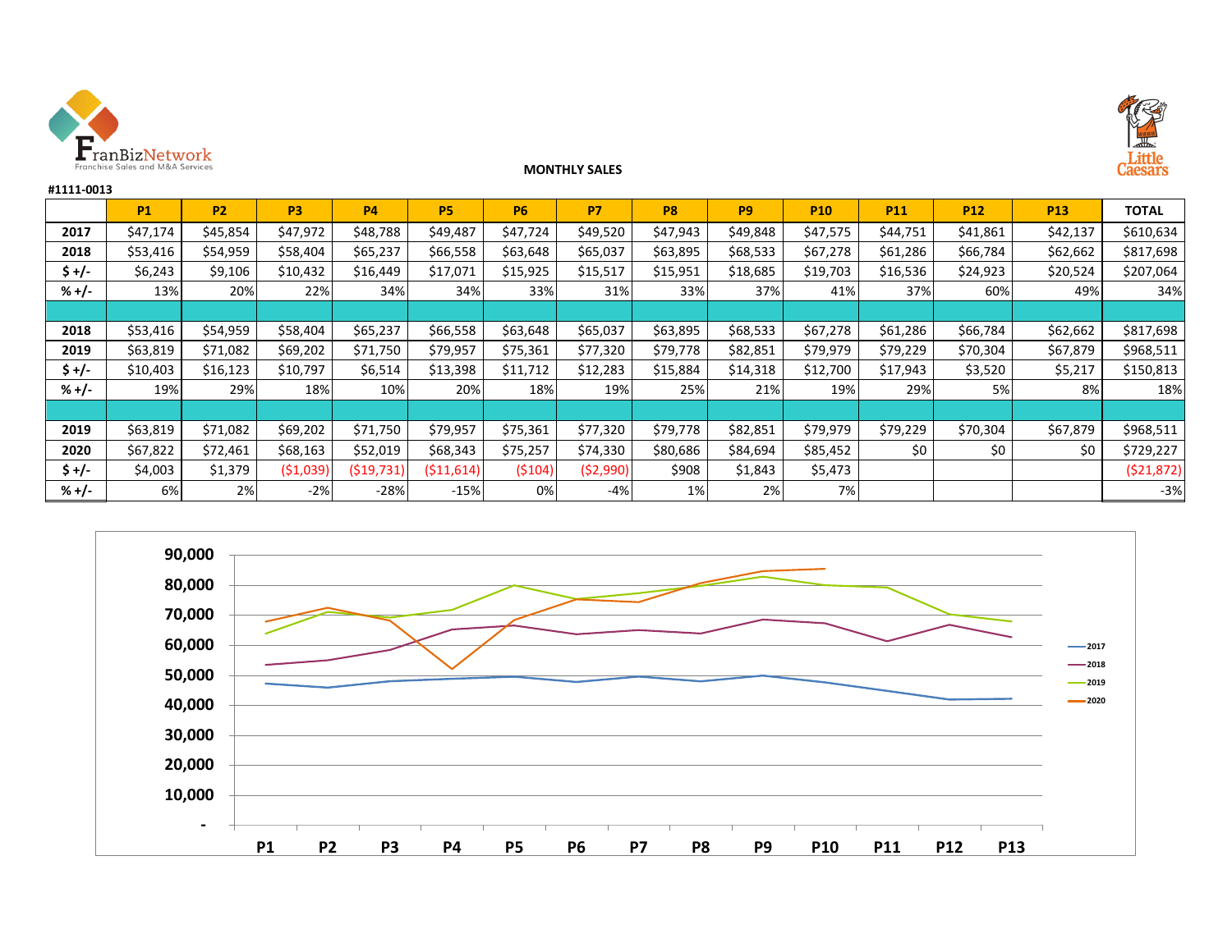FranBizNetwork
Franchise Sales and M&A Services

**MONTHLY SALES**

Little Caesars

#1111-0013

| | P1 | P2 | P3 | P4 | P5 | P6 | P7 | P8 | P9 | P10 | P11 | P12 | P13 | TOTAL |
|---|---|---|---|---|---|---|---|---|---|---|---|---|---|---|
| 2017 | $47,174 | $45,854 | $47,972 | $48,788 | $49,487 | $47,724 | $49,520 | $47,943 | $49,848 | $47,575 | $44,751 | $41,861 | $42,137 | $610,634 |
| 2018 | $53,416 | $54,959 | $58,404 | $65,237 | $66,558 | $63,648 | $65,037 | $63,895 | $68,533 | $67,278 | $61,286 | $66,784 | $62,662 | $817,698 |
| $ +/- | $6,243 | $9,106 | $10,432 | $16,449 | $17,071 | $15,925 | $15,517 | $15,951 | $18,685 | $19,703 | $16,536 | $24,923 | $20,524 | $207,064 |
| % +/- | 13% | 20% | 22% | 34% | 34% | 33% | 31% | 33% | 37% | 41% | 37% | 60% | 49% | 34% |
| | | | | | | | | | | | | | | |
| 2018 | $53,416 | $54,959 | $58,404 | $65,237 | $66,558 | $63,648 | $65,037 | $63,895 | $68,533 | $67,278 | $61,286 | $66,784 | $62,662 | $817,698 |
| 2019 | $63,819 | $71,082 | $69,202 | $71,750 | $79,957 | $75,361 | $77,320 | $79,778 | $82,851 | $79,979 | $79,229 | $70,304 | $67,879 | $968,511 |
| $ +/- | $10,403 | $16,123 | $10,797 | $6,514 | $13,398 | $11,712 | $12,283 | $15,884 | $14,318 | $12,700 | $17,943 | $3,520 | $5,217 | $150,813 |
| % +/- | 19% | 29% | 18% | 10% | 20% | 18% | 19% | 25% | 21% | 19% | 29% | 5% | 8% | 18% |
| | | | | | | | | | | | | | | |
| 2019 | $63,819 | $71,082 | $69,202 | $71,750 | $79,957 | $75,361 | $77,320 | $79,778 | $82,851 | $79,979 | $79,229 | $70,304 | $67,879 | $968,511 |
| 2020 | $67,822 | $72,461 | $68,163 | $52,019 | $68,343 | $75,257 | $74,330 | $80,686 | $84,694 | $85,452 | $0 | $0 | $0 | $729,227 |
| $ +/- | $4,003 | $1,379 | ($1,039) | ($19,731) | ($11,614) | ($104) | ($2,990) | $908 | $1,843 | $5,473 | | | | ($21,872) |
| % +/- | 6% | 2% | -2% | -28% | -15% | 0% | -4% | 1% | 2% | 7% | | | | -3% |

90,000
80,000
70,000
60,000
50,000
40,000
30,000
20,000
10,000
-

P1 P2 P3 P4 P5 P6 P7 P8 P9 P10 P11 P12 P13

2017
2018
2019
2020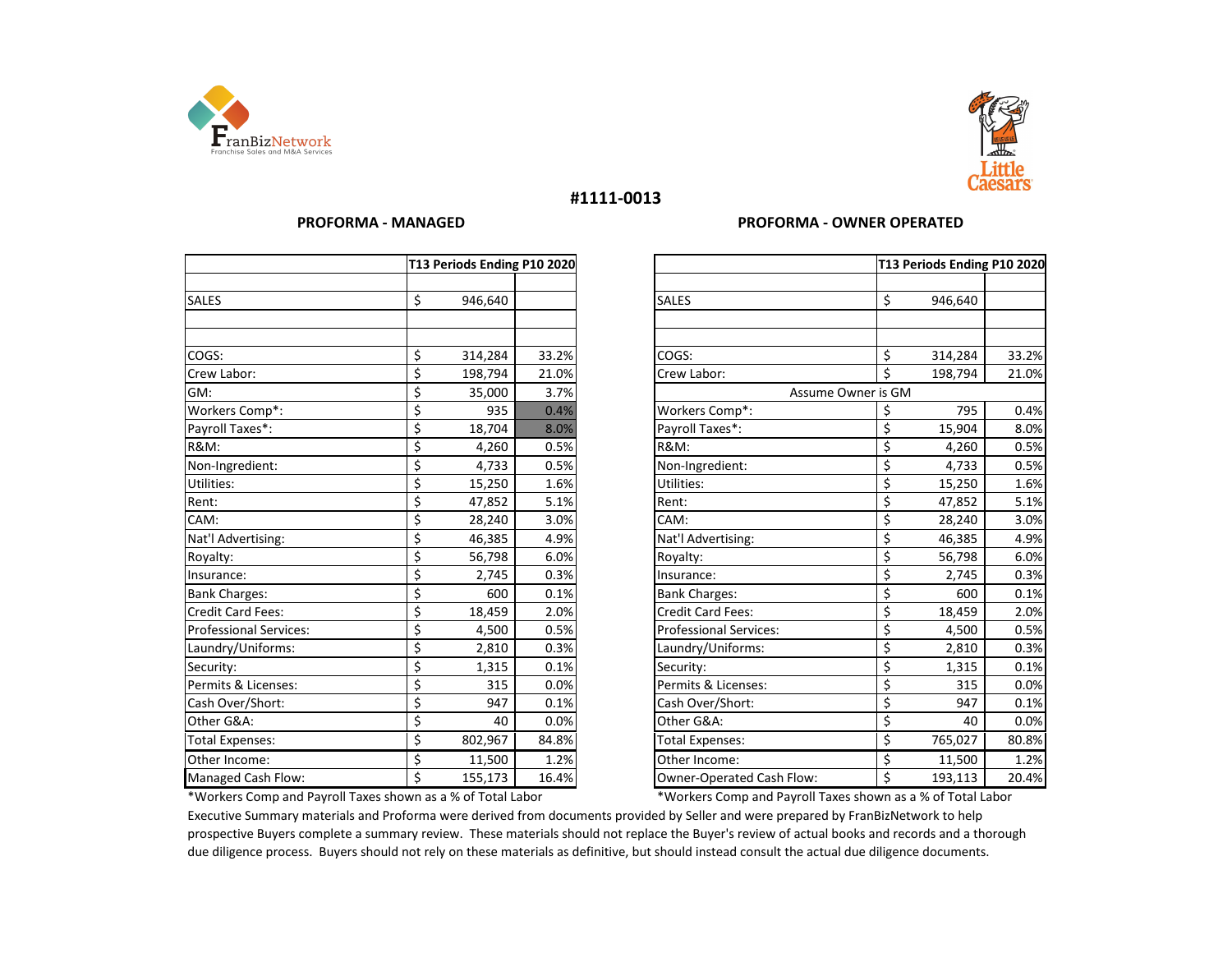FranBizNetwork
Franchise Sales and M&A Services

Little Caesars

# #1111-0013

## PROFORMA - MANAGED

| | T13 Periods Ending P10 2020 | |
|---|---|---|
| SALES | $ 946,640 | |
| COGS: | $ 314,284 | 33.2% |
| Crew Labor: | $ 198,794 | 21.0% |
| GM: | $ 35,000 | 3.7% |
| Workers Comp*: | $ 935 | 0.4% |
| Payroll Taxes*: | $ 18,704 | 8.0% |
| R&M: | $ 4,260 | 0.5% |
| Non-Ingredient: | $ 4,733 | 0.5% |
| Utilities: | $ 15,250 | 1.6% |
| Rent: | $ 47,852 | 5.1% |
| CAM: | $ 28,240 | 3.0% |
| Nat'l Advertising: | $ 46,385 | 4.9% |
| Royalty: | $ 56,798 | 6.0% |
| Insurance: | $ 2,745 | 0.3% |
| Bank Charges: | $ 600 | 0.1% |
| Credit Card Fees: | $ 18,459 | 2.0% |
| Professional Services: | $ 4,500 | 0.5% |
| Laundry/Uniforms: | $ 2,810 | 0.3% |
| Security: | $ 1,315 | 0.1% |
| Permits & Licenses: | $ 315 | 0.0% |
| Cash Over/Short: | $ 947 | 0.1% |
| Other G&A: | $ 40 | 0.0% |
| Total Expenses: | $ 802,967 | 84.8% |
| Other Income: | $ 11,500 | 1.2% |
| Managed Cash Flow: | $ 155,173 | 16.4% |

*Workers Comp and Payroll Taxes shown as a % of Total Labor

## PROFORMA - OWNER OPERATED

| | T13 Periods Ending P10 2020 | |
|---|---|---|
| SALES | $ 946,640 | |
| COGS: | $ 314,284 | 33.2% |
| Crew Labor: | $ 198,794 | 21.0% |
| Assume Owner is GM | | |
| Workers Comp*: | $ 795 | 0.4% |
| Payroll Taxes*: | $ 15,904 | 8.0% |
| R&M: | $ 4,260 | 0.5% |
| Non-Ingredient: | $ 4,733 | 0.5% |
| Utilities: | $ 15,250 | 1.6% |
| Rent: | $ 47,852 | 5.1% |
| CAM: | $ 28,240 | 3.0% |
| Nat'l Advertising: | $ 46,385 | 4.9% |
| Royalty: | $ 56,798 | 6.0% |
| Insurance: | $ 2,745 | 0.3% |
| Bank Charges: | $ 600 | 0.1% |
| Credit Card Fees: | $ 18,459 | 2.0% |
| Professional Services: | $ 4,500 | 0.5% |
| Laundry/Uniforms: | $ 2,810 | 0.3% |
| Security: | $ 1,315 | 0.1% |
| Permits & Licenses: | $ 315 | 0.0% |
| Cash Over/Short: | $ 947 | 0.1% |
| Other G&A: | $ 40 | 0.0% |
| Total Expenses: | $ 765,027 | 80.8% |
| Other Income: | $ 11,500 | 1.2% |
| Owner-Operated Cash Flow: | $ 193,113 | 20.4% |

*Workers Comp and Payroll Taxes shown as a % of Total Labor

Executive Summary materials and Proforma were derived from documents provided by Seller and were prepared by FranBizNetwork to help prospective Buyers complete a summary review. These materials should not replace the Buyer's review of actual books and records and a thorough due diligence process. Buyers should not rely on these materials as definitive, but should instead consult the actual due diligence documents.